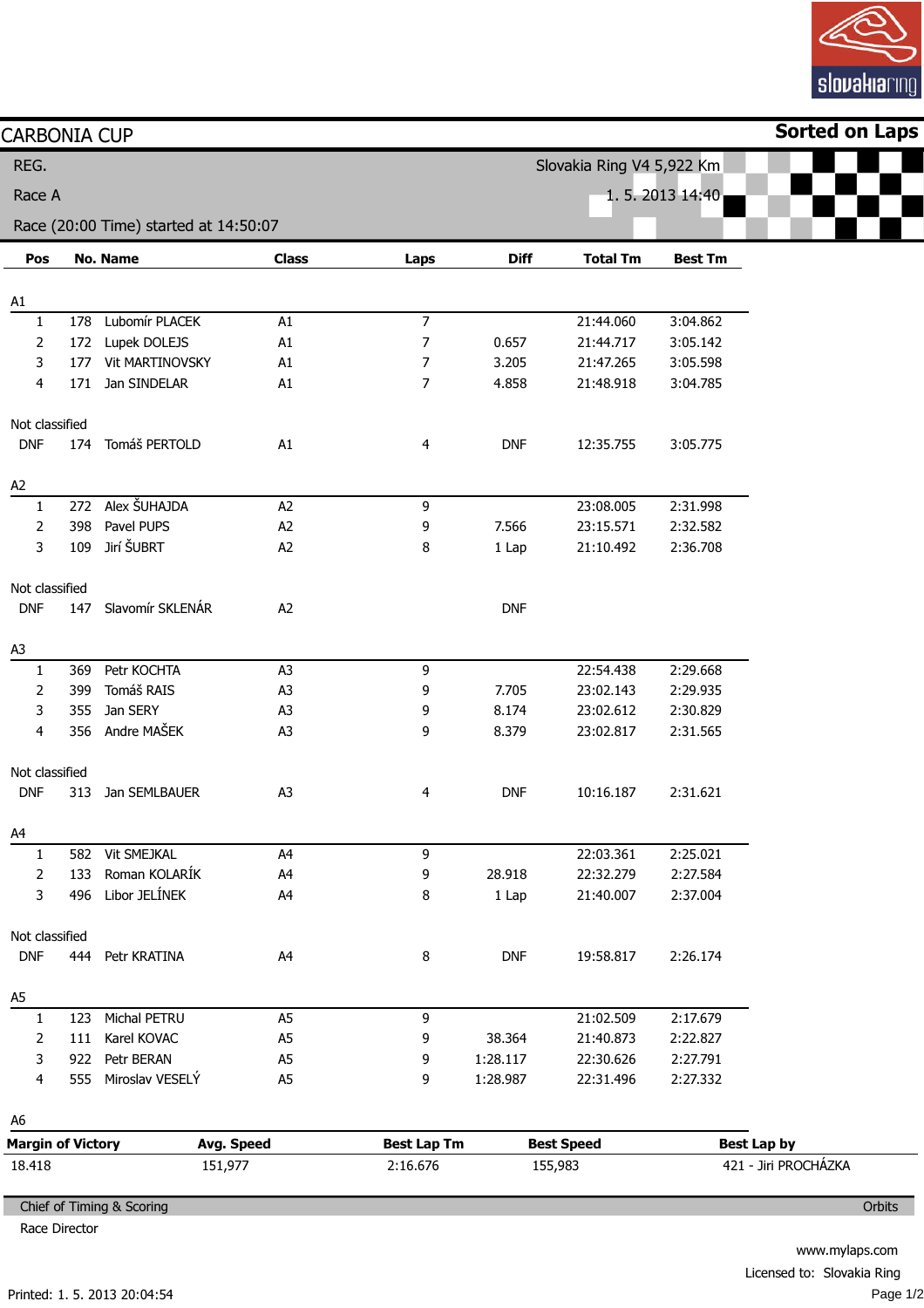# CARBONIA CUP

**Sorted on Laps**

REG.

Race A

Race (20:00 Time) started at 14:50:07

Slovakia Ring V4 5,922 Km

1. 5. 2013 14:40

| Pos | No. | Name | Class | Laps | Diff | Total Tm | Best Tm |
|---|---|---|---|---|---|---|---|
| **A1** | | | | | | | |
| 1 | 178 | Lubomír PLACEK | A1 | 7 | | 21:44.060 | 3:04.862 |
| 2 | 172 | Lupek DOLEJS | A1 | 7 | 0.657 | 21:44.717 | 3:05.142 |
| 3 | 177 | Vit MARTINOVSKY | A1 | 7 | 3.205 | 21:47.265 | 3:05.598 |
| 4 | 171 | Jan SINDELAR | A1 | 7 | 4.858 | 21:48.918 | 3:04.785 |
| Not classified | | | | | | | |
| DNF | 174 | Tomáš PERTOLD | A1 | 4 | DNF | 12:35.755 | 3:05.775 |
| **A2** | | | | | | | |
| 1 | 272 | Alex ŠUHAJDA | A2 | 9 | | 23:08.005 | 2:31.998 |
| 2 | 398 | Pavel PUPS | A2 | 9 | 7.566 | 23:15.571 | 2:32.582 |
| 3 | 109 | Jirí ŠUBRT | A2 | 8 | 1 Lap | 21:10.492 | 2:36.708 |
| Not classified | | | | | | | |
| DNF | 147 | Slavomír SKLENÁR | A2 | | DNF | | |
| **A3** | | | | | | | |
| 1 | 369 | Petr KOCHTA | A3 | 9 | | 22:54.438 | 2:29.668 |
| 2 | 399 | Tomáš RAIS | A3 | 9 | 7.705 | 23:02.143 | 2:29.935 |
| 3 | 355 | Jan SERY | A3 | 9 | 8.174 | 23:02.612 | 2:30.829 |
| 4 | 356 | Andre MAŠEK | A3 | 9 | 8.379 | 23:02.817 | 2:31.565 |
| Not classified | | | | | | | |
| DNF | 313 | Jan SEMLBAUER | A3 | 4 | DNF | 10:16.187 | 2:31.621 |
| **A4** | | | | | | | |
| 1 | 582 | Vit SMEJKAL | A4 | 9 | | 22:03.361 | 2:25.021 |
| 2 | 133 | Roman KOLARÍK | A4 | 9 | 28.918 | 22:32.279 | 2:27.584 |
| 3 | 496 | Libor JELÍNEK | A4 | 8 | 1 Lap | 21:40.007 | 2:37.004 |
| Not classified | | | | | | | |
| DNF | 444 | Petr KRATINA | A4 | 8 | DNF | 19:58.817 | 2:26.174 |
| **A5** | | | | | | | |
| 1 | 123 | Michal PETRU | A5 | 9 | | 21:02.509 | 2:17.679 |
| 2 | 111 | Karel KOVAC | A5 | 9 | 38.364 | 21:40.873 | 2:22.827 |
| 3 | 922 | Petr BERAN | A5 | 9 | 1:28.117 | 22:30.626 | 2:27.791 |
| 4 | 555 | Miroslav VESELÝ | A5 | 9 | 1:28.987 | 22:31.496 | 2:27.332 |
| **A6** | | | | | | | |

| Margin of Victory | Avg. Speed | Best Lap Tm | Best Speed | Best Lap by |
|---|---|---|---|---|
| 18.418 | 151,977 | 2:16.676 | 155,983 | 421 - Jiri PROCHÁZKA |

Chief of Timing & Scoring

Race Director

Orbits

www.mylaps.com

Licensed to: Slovakia Ring

Printed: 1. 5. 2013 20:04:54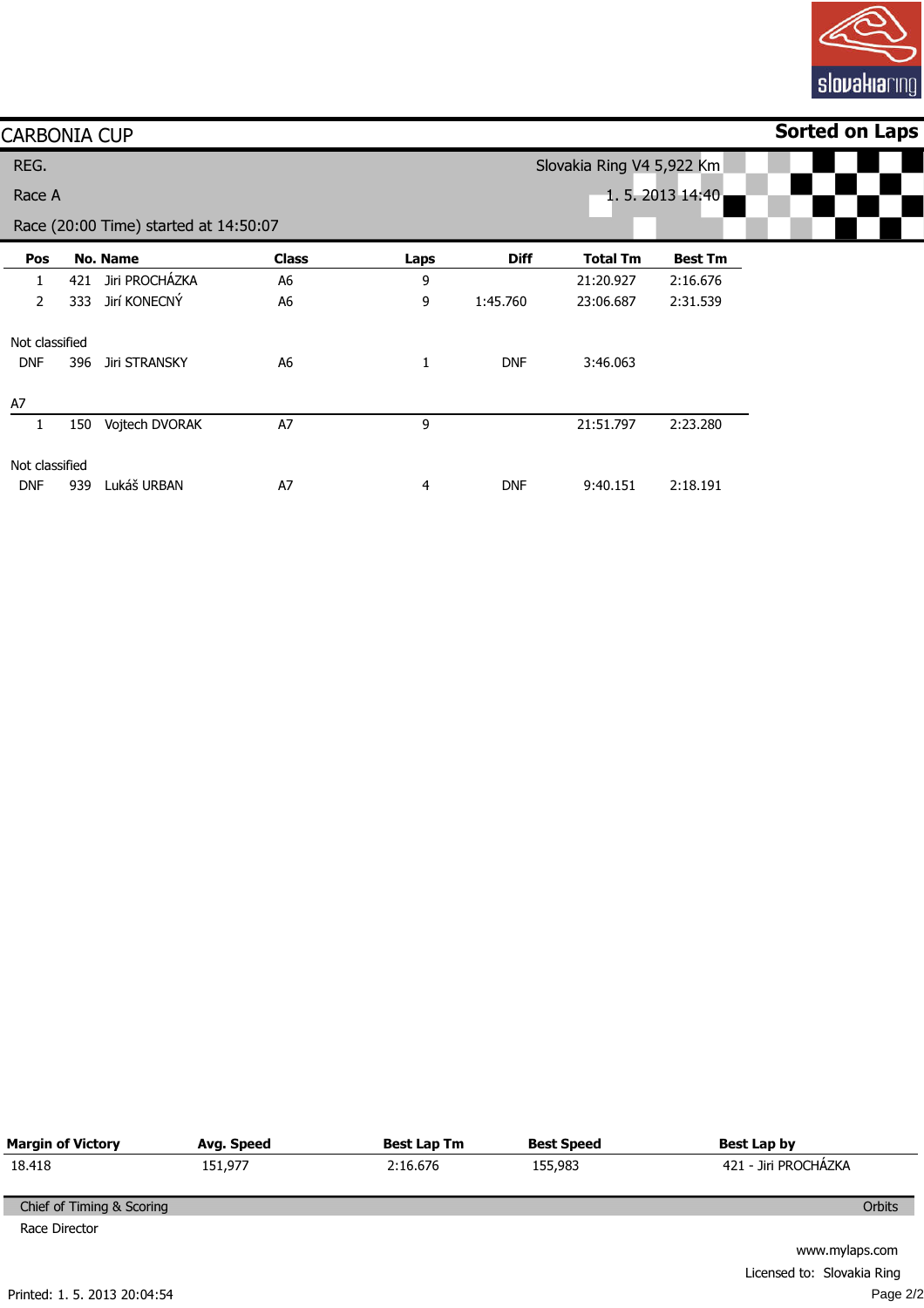CARBONIA CUP

**Sorted on Laps**

REG.

Race A

Race (20:00 Time) started at 14:50:07

Slovakia Ring V4 5,922 Km

1. 5. 2013 14:40

| Pos | No. | Name | Class | Laps | Diff | Total Tm | Best Tm |
|---|---|---|---|---|---|---|---|
| 1 | 421 | Jiri PROCHÁZKA | A6 | 9 | | 21:20.927 | 2:16.676 |
| 2 | 333 | Jirí KONECNÝ | A6 | 9 | 1:45.760 | 23:06.687 | 2:31.539 |
| Not classified | | | | | | | |
| DNF | 396 | Jiri STRANSKY | A6 | 1 | DNF | 3:46.063 | |
| A7 | | | | | | | |
| 1 | 150 | Vojtech DVORAK | A7 | 9 | | 21:51.797 | 2:23.280 |
| Not classified | | | | | | | |
| DNF | 939 | Lukáš URBAN | A7 | 4 | DNF | 9:40.151 | 2:18.191 |

| Margin of Victory | Avg. Speed | Best Lap Tm | Best Speed | Best Lap by |
|---|---|---|---|---|
| 18.418 | 151,977 | 2:16.676 | 155,983 | 421 - Jiri PROCHÁZKA |

Chief of Timing & Scoring

Race Director

Orbits

www.mylaps.com

Licensed to: Slovakia Ring

Printed: 1. 5. 2013 20:04:54